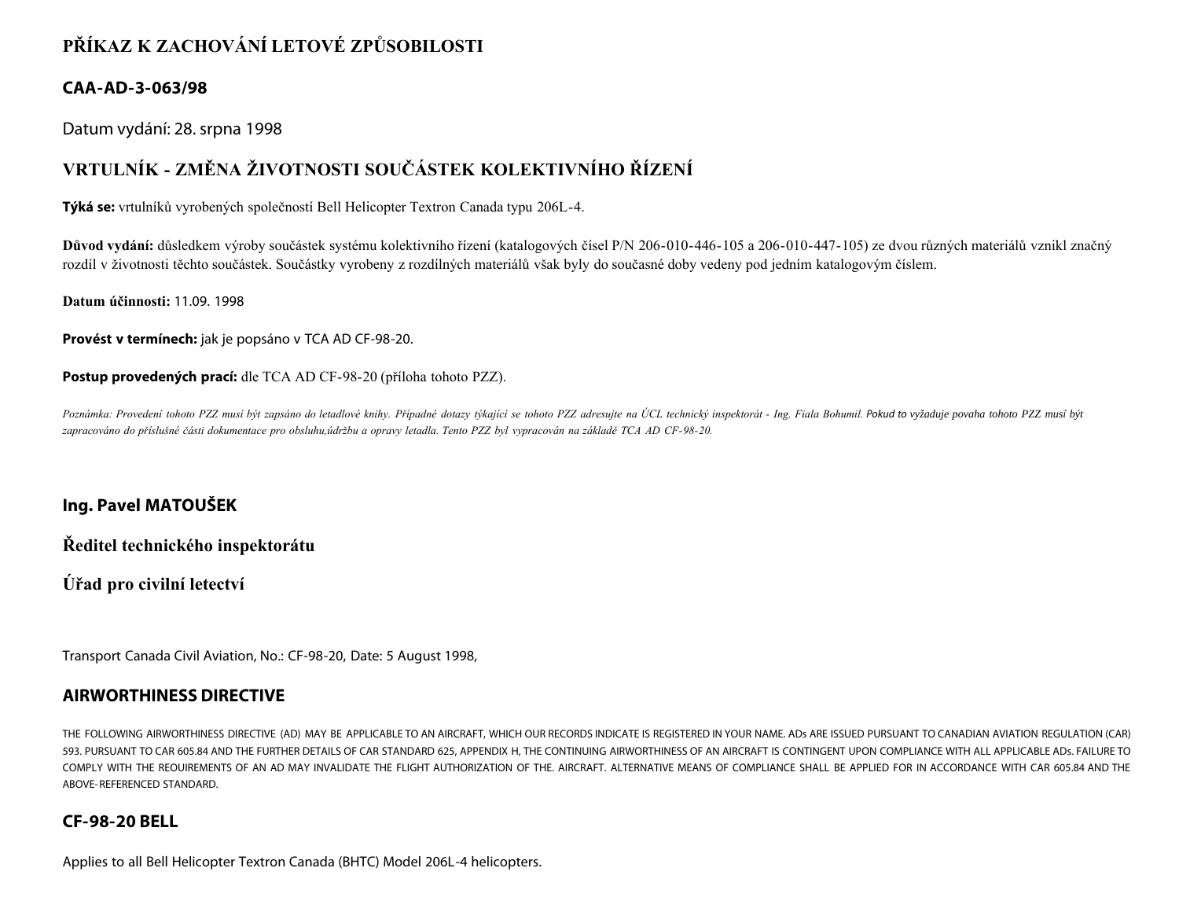# PŘÍKAZ K ZACHOVÁNÍ LETOVÉ ZPŮSOBILOSTI

## CAA-AD-3-063/98

Datum vydání: 28. srpna 1998

## VRTULNÍK - ZMĚNA ŽIVOTNOSTI SOUČÁSTEK KOLEKTIVNÍHO ŘÍZENÍ

**Týká se:** vrtulníků vyrobených společností Bell Helicopter Textron Canada typu 206L-4.

**Důvod vydání:** důsledkem výroby součástek systému kolektivního řízení (katalogových čísel P/N 206-010-446-105 a 206-010-447-105) ze dvou různých materiálů vznikl značný rozdíl v životnosti těchto součástek. Součástky vyrobeny z rozdílných materiálů však byly do současné doby vedeny pod jedním katalogovým číslem.

**Datum účinnosti:** 11.09. 1998

**Provést v termínech:** jak je popsáno v TCA AD CF-98-20.

**Postup provedených prací:** dle TCA AD CF-98-20 (příloha tohoto PZZ).

*Poznámka: Provedení tohoto PZZ musí být zapsáno do letadlové knihy. Případné dotazy týkající se tohoto PZZ adresujte na ÚCL technický inspektorát - Ing. Fiala Bohumil. Pokud to vyžaduje povaha tohoto PZZ musí být zapracováno do příslušné části dokumentace pro obsluhu,údržbu a opravy letadla. Tento PZZ byl vypracován na základě TCA AD CF-98-20.*

**Ing. Pavel MATOUŠEK**

**Ředitel technického inspektorátu**

**Úřad pro civilní letectví**

Transport Canada Civil Aviation, No.: CF-98-20, Date: 5 August 1998,

## AIRWORTHINESS DIRECTIVE

THE FOLLOWING AIRWORTHINESS DIRECTIVE (AD) MAY BE APPLICABLE TO AN AIRCRAFT, WHICH OUR RECORDS INDICATE IS REGISTERED IN YOUR NAME. ADs ARE ISSUED PURSUANT TO CANADIAN AVIATION REGULATION (CAR) 593. PURSUANT TO CAR 605.84 AND THE FURTHER DETAILS OF CAR STANDARD 625, APPENDIX H, THE CONTINUING AIRWORTHINESS OF AN AIRCRAFT IS CONTINGENT UPON COMPLIANCE WITH ALL APPLICABLE ADs. FAILURE TO COMPLY WITH THE REOUIREMENTS OF AN AD MAY INVALIDATE THE FLIGHT AUTHORIZATION OF THE. AIRCRAFT. ALTERNATIVE MEANS OF COMPLIANCE SHALL BE APPLIED FOR IN ACCORDANCE WITH CAR 605.84 AND THE ABOVE-REFERENCED STANDARD.

## CF-98-20 BELL

Applies to all Bell Helicopter Textron Canada (BHTC) Model 206L-4 helicopters.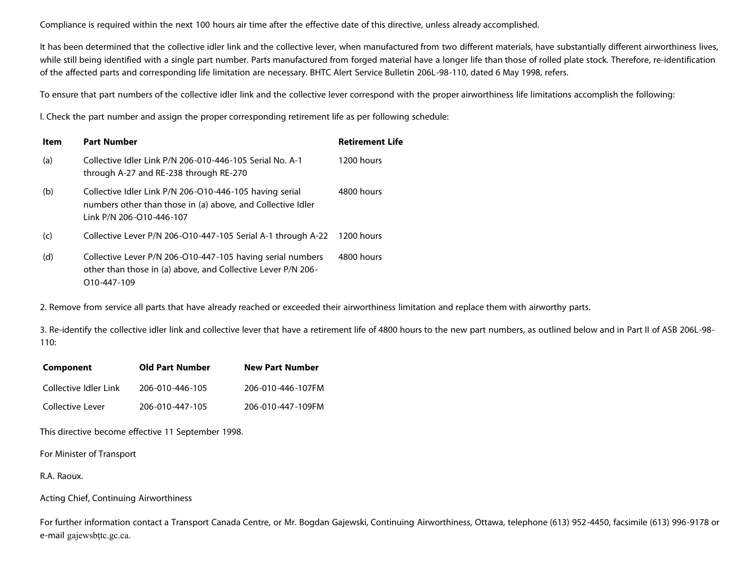Compliance is required within the next 100 hours air time after the effective date of this directive, unless already accomplished.

It has been determined that the collective idler link and the collective lever, when manufactured from two different materials, have substantially different airworthiness lives, while still being identified with a single part number. Parts manufactured from forged material have a longer life than those of rolled plate stock. Therefore, re-identification of the affected parts and corresponding life limitation are necessary. BHTC Alert Service Bulletin 206L-98-110, dated 6 May 1998, refers.

To ensure that part numbers of the collective idler link and the collective lever correspond with the proper airworthiness life limitations accomplish the following:

l. Check the part number and assign the proper corresponding retirement life as per following schedule:

| Item | Part Number | Retirement Life |
|---|---|---|
| (a) | Collective Idler Link P/N 206-010-446-105 Serial No. A-1 through A-27 and RE-238 through RE-270 | 1200 hours |
| (b) | Collective Idler Link P/N 206-O10-446-105 having serial numbers other than those in (a) above, and Collective Idler Link P/N 206-O10-446-107 | 4800 hours |
| (c) | Collective Lever P/N 206-O10-447-105 Serial A-1 through A-22 | 1200 hours |
| (d) | Collective Lever P/N 206-O10-447-105 having serial numbers other than those in (a) above, and Collective Lever P/N 206-O10-447-109 | 4800 hours |

2. Remove from service all parts that have already reached or exceeded their airworthiness limitation and replace them with airworthy parts.

3. Re-identify the collective idler link and collective lever that have a retirement life of 4800 hours to the new part numbers, as outlined below and in Part II of ASB 206L-98-110:

| Component | Old Part Number | New Part Number |
|---|---|---|
| Collective Idler Link | 206-010-446-105 | 206-010-446-107FM |
| Collective Lever | 206-010-447-105 | 206-010-447-109FM |

This directive become effective 11 September 1998.

For Minister of Transport

R.A. Raoux.

Acting Chief, Continuing Airworthiness

For further information contact a Transport Canada Centre, or Mr. Bogdan Gajewski, Continuing Airworthiness, Ottawa, telephone (613) 952-4450, facsimile (613) 996-9178 or e-mail gajewsbţtc.gc.ca.